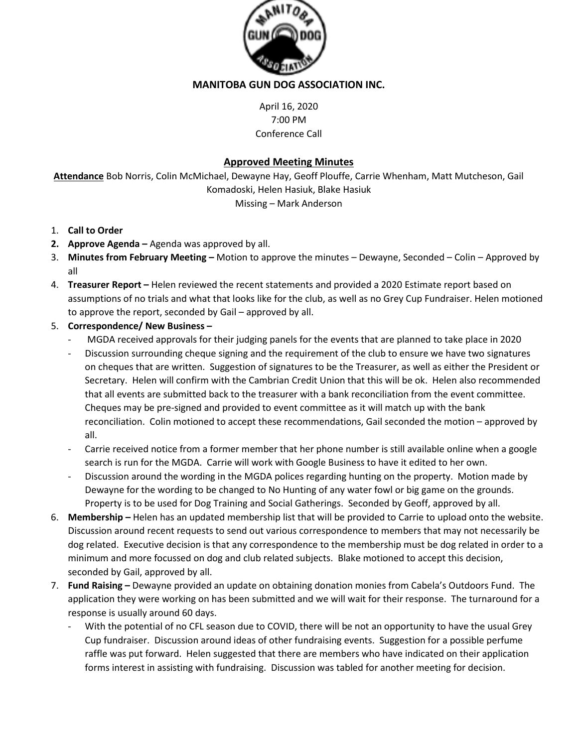# MANITOBA GUN DOG ASSOCIATION INC.

April 16, 2020
7:00 PM
Conference Call

## Approved Meeting Minutes

**Attendance** Bob Norris, Colin McMichael, Dewayne Hay, Geoff Plouffe, Carrie Whenham, Matt Mutcheson, Gail Komadoski, Helen Hasiuk, Blake Hasiuk
Missing – Mark Anderson

1. **Call to Order**
2. **Approve Agenda –** Agenda was approved by all.
3. **Minutes from February Meeting –** Motion to approve the minutes – Dewayne, Seconded – Colin – Approved by all
4. **Treasurer Report –** Helen reviewed the recent statements and provided a 2020 Estimate report based on assumptions of no trials and what that looks like for the club, as well as no Grey Cup Fundraiser. Helen motioned to approve the report, seconded by Gail – approved by all.
5. **Correspondence/ New Business –**
   - MGDA received approvals for their judging panels for the events that are planned to take place in 2020
   - Discussion surrounding cheque signing and the requirement of the club to ensure we have two signatures on cheques that are written. Suggestion of signatures to be the Treasurer, as well as either the President or Secretary. Helen will confirm with the Cambrian Credit Union that this will be ok. Helen also recommended that all events are submitted back to the treasurer with a bank reconciliation from the event committee. Cheques may be pre-signed and provided to event committee as it will match up with the bank reconciliation. Colin motioned to accept these recommendations, Gail seconded the motion – approved by all.
   - Carrie received notice from a former member that her phone number is still available online when a google search is run for the MGDA. Carrie will work with Google Business to have it edited to her own.
   - Discussion around the wording in the MGDA polices regarding hunting on the property. Motion made by Dewayne for the wording to be changed to No Hunting of any water fowl or big game on the grounds. Property is to be used for Dog Training and Social Gatherings. Seconded by Geoff, approved by all.
6. **Membership –** Helen has an updated membership list that will be provided to Carrie to upload onto the website. Discussion around recent requests to send out various correspondence to members that may not necessarily be dog related. Executive decision is that any correspondence to the membership must be dog related in order to a minimum and more focussed on dog and club related subjects. Blake motioned to accept this decision, seconded by Gail, approved by all.
7. **Fund Raising –** Dewayne provided an update on obtaining donation monies from Cabela's Outdoors Fund. The application they were working on has been submitted and we will wait for their response. The turnaround for a response is usually around 60 days.
   - With the potential of no CFL season due to COVID, there will be not an opportunity to have the usual Grey Cup fundraiser. Discussion around ideas of other fundraising events. Suggestion for a possible perfume raffle was put forward. Helen suggested that there are members who have indicated on their application forms interest in assisting with fundraising. Discussion was tabled for another meeting for decision.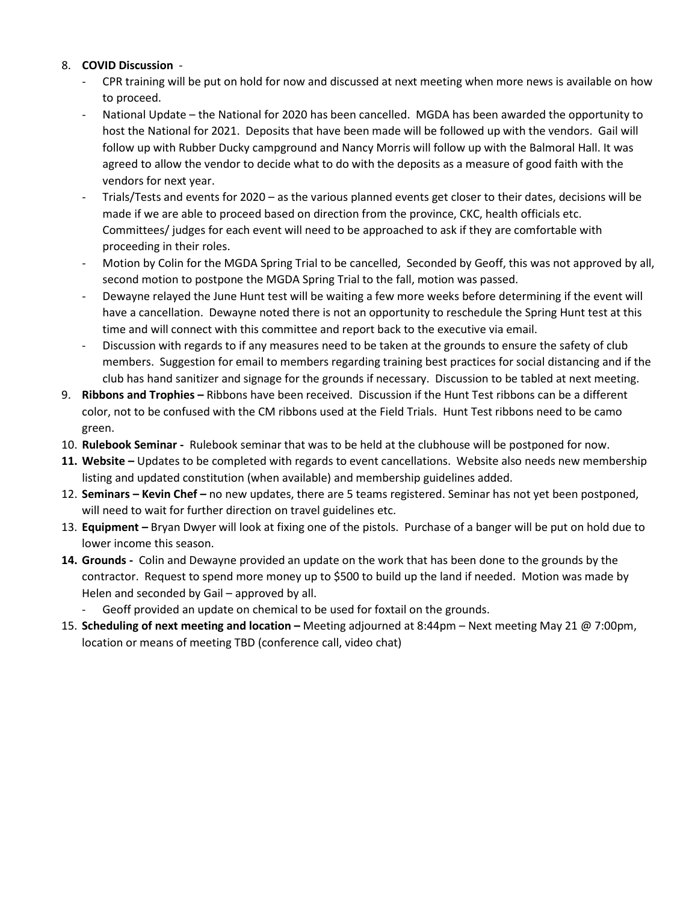8. **COVID Discussion** -
   - CPR training will be put on hold for now and discussed at next meeting when more news is available on how to proceed.
   - National Update – the National for 2020 has been cancelled. MGDA has been awarded the opportunity to host the National for 2021. Deposits that have been made will be followed up with the vendors. Gail will follow up with Rubber Ducky campground and Nancy Morris will follow up with the Balmoral Hall. It was agreed to allow the vendor to decide what to do with the deposits as a measure of good faith with the vendors for next year.
   - Trials/Tests and events for 2020 – as the various planned events get closer to their dates, decisions will be made if we are able to proceed based on direction from the province, CKC, health officials etc. Committees/ judges for each event will need to be approached to ask if they are comfortable with proceeding in their roles.
   - Motion by Colin for the MGDA Spring Trial to be cancelled, Seconded by Geoff, this was not approved by all, second motion to postpone the MGDA Spring Trial to the fall, motion was passed.
   - Dewayne relayed the June Hunt test will be waiting a few more weeks before determining if the event will have a cancellation. Dewayne noted there is not an opportunity to reschedule the Spring Hunt test at this time and will connect with this committee and report back to the executive via email.
   - Discussion with regards to if any measures need to be taken at the grounds to ensure the safety of club members. Suggestion for email to members regarding training best practices for social distancing and if the club has hand sanitizer and signage for the grounds if necessary. Discussion to be tabled at next meeting.
9. **Ribbons and Trophies –** Ribbons have been received. Discussion if the Hunt Test ribbons can be a different color, not to be confused with the CM ribbons used at the Field Trials. Hunt Test ribbons need to be camo green.
10. **Rulebook Seminar -** Rulebook seminar that was to be held at the clubhouse will be postponed for now.
11. **Website –** Updates to be completed with regards to event cancellations. Website also needs new membership listing and updated constitution (when available) and membership guidelines added.
12. **Seminars – Kevin Chef –** no new updates, there are 5 teams registered. Seminar has not yet been postponed, will need to wait for further direction on travel guidelines etc.
13. **Equipment –** Bryan Dwyer will look at fixing one of the pistols. Purchase of a banger will be put on hold due to lower income this season.
14. **Grounds -** Colin and Dewayne provided an update on the work that has been done to the grounds by the contractor. Request to spend more money up to $500 to build up the land if needed. Motion was made by Helen and seconded by Gail – approved by all.
    - Geoff provided an update on chemical to be used for foxtail on the grounds.
15. **Scheduling of next meeting and location –** Meeting adjourned at 8:44pm – Next meeting May 21 @ 7:00pm, location or means of meeting TBD (conference call, video chat)